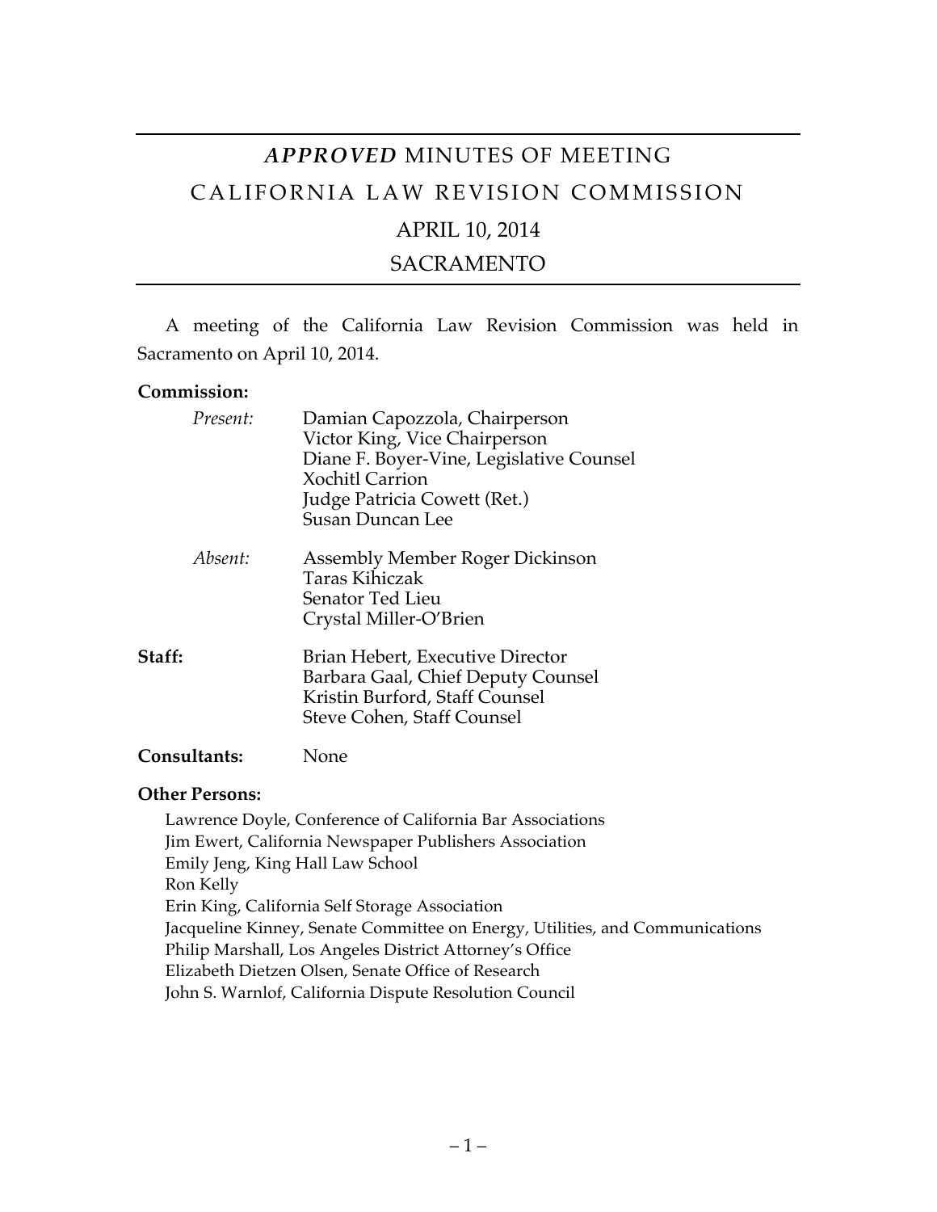# *APPROVED* MINUTES OF MEETING

# CALIFORNIA LAW REVISION COMMISSION

## APRIL 10, 2014

## SACRAMENTO

A meeting of the California Law Revision Commission was held in Sacramento on April 10, 2014.

**Commission:**

*Present:*
Damian Capozzola, Chairperson
Victor King, Vice Chairperson
Diane F. Boyer-Vine, Legislative Counsel
Xochitl Carrion
Judge Patricia Cowett (Ret.)
Susan Duncan Lee

*Absent:*
Assembly Member Roger Dickinson
Taras Kihiczak
Senator Ted Lieu
Crystal Miller-O'Brien

**Staff:**
Brian Hebert, Executive Director
Barbara Gaal, Chief Deputy Counsel
Kristin Burford, Staff Counsel
Steve Cohen, Staff Counsel

**Consultants:** None

**Other Persons:**

Lawrence Doyle, Conference of California Bar Associations
Jim Ewert, California Newspaper Publishers Association
Emily Jeng, King Hall Law School
Ron Kelly
Erin King, California Self Storage Association
Jacqueline Kinney, Senate Committee on Energy, Utilities, and Communications
Philip Marshall, Los Angeles District Attorney's Office
Elizabeth Dietzen Olsen, Senate Office of Research
John S. Warnlof, California Dispute Resolution Council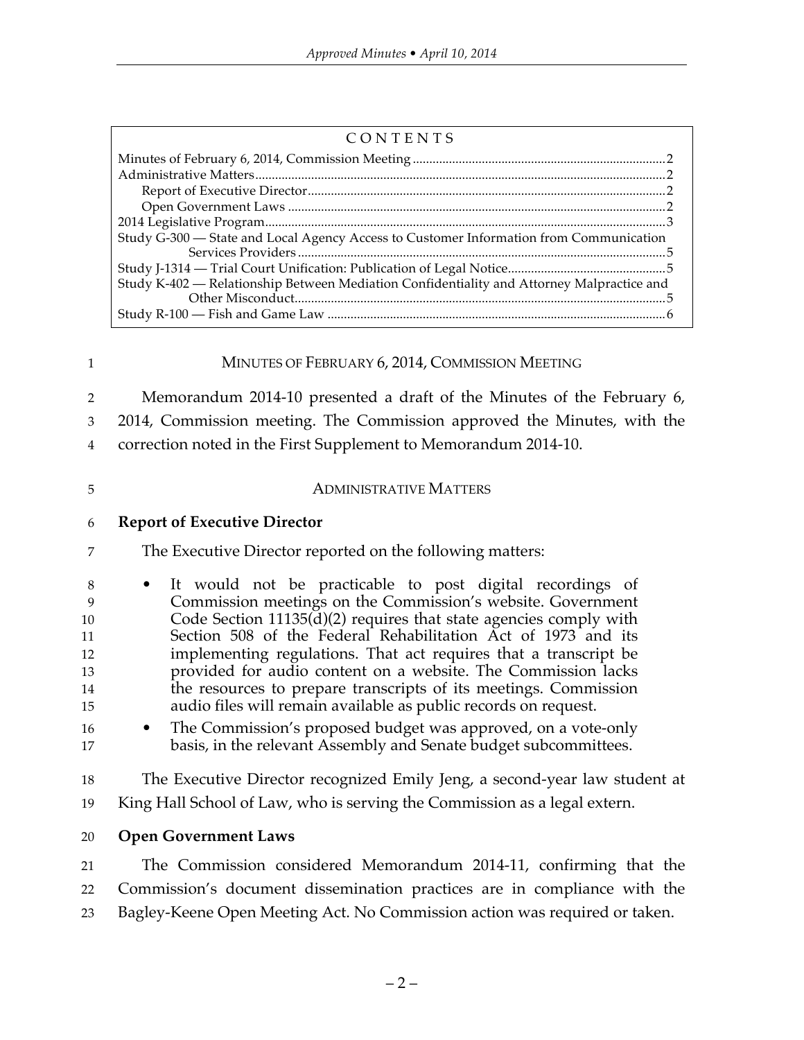## CONTENTS

Minutes of February 6, 2014, Commission Meeting ............ 2
Administrative Matters ............ 2
  Report of Executive Director ............ 2
  Open Government Laws ............ 2
2014 Legislative Program ............ 3
Study G-300 — State and Local Agency Access to Customer Information from Communication Services Providers ............ 5
Study J-1314 — Trial Court Unification: Publication of Legal Notice ............ 5
Study K-402 — Relationship Between Mediation Confidentiality and Attorney Malpractice and Other Misconduct ............ 5
Study R-100 — Fish and Game Law ............ 6

## MINUTES OF FEBRUARY 6, 2014, COMMISSION MEETING

Memorandum 2014-10 presented a draft of the Minutes of the February 6, 2014, Commission meeting. The Commission approved the Minutes, with the correction noted in the First Supplement to Memorandum 2014-10.

## ADMINISTRATIVE MATTERS

### Report of Executive Director

The Executive Director reported on the following matters:

- It would not be practicable to post digital recordings of Commission meetings on the Commission's website. Government Code Section 11135(d)(2) requires that state agencies comply with Section 508 of the Federal Rehabilitation Act of 1973 and its implementing regulations. That act requires that a transcript be provided for audio content on a website. The Commission lacks the resources to prepare transcripts of its meetings. Commission audio files will remain available as public records on request.
- The Commission's proposed budget was approved, on a vote-only basis, in the relevant Assembly and Senate budget subcommittees.

The Executive Director recognized Emily Jeng, a second-year law student at King Hall School of Law, who is serving the Commission as a legal extern.

### Open Government Laws

The Commission considered Memorandum 2014-11, confirming that the Commission's document dissemination practices are in compliance with the Bagley-Keene Open Meeting Act. No Commission action was required or taken.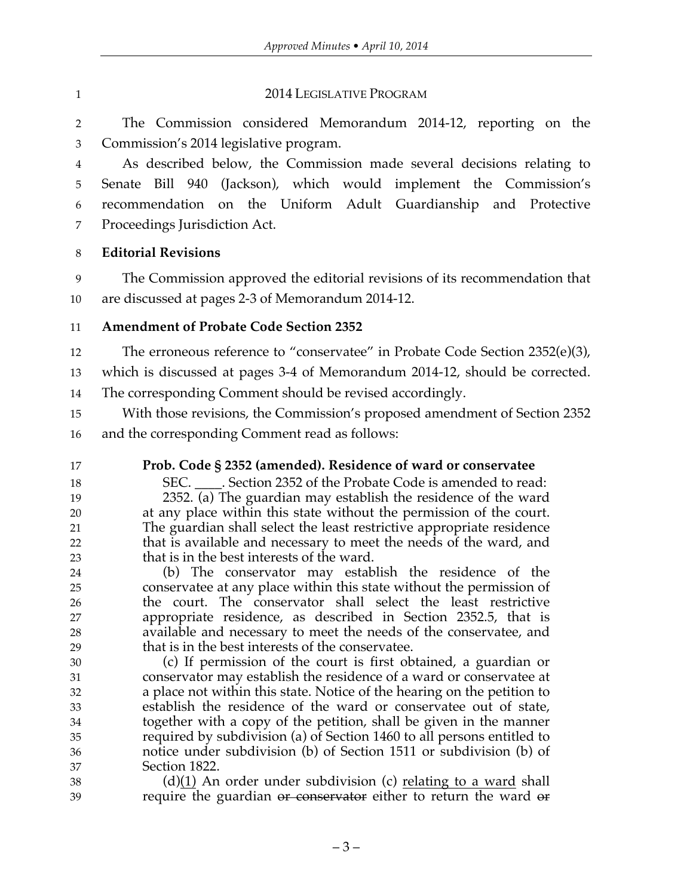## 2014 LEGISLATIVE PROGRAM

The Commission considered Memorandum 2014-12, reporting on the Commission's 2014 legislative program.

As described below, the Commission made several decisions relating to Senate Bill 940 (Jackson), which would implement the Commission's recommendation on the Uniform Adult Guardianship and Protective Proceedings Jurisdiction Act.

**Editorial Revisions**

The Commission approved the editorial revisions of its recommendation that are discussed at pages 2-3 of Memorandum 2014-12.

**Amendment of Probate Code Section 2352**

The erroneous reference to "conservatee" in Probate Code Section 2352(e)(3), which is discussed at pages 3-4 of Memorandum 2014-12, should be corrected. The corresponding Comment should be revised accordingly.

With those revisions, the Commission's proposed amendment of Section 2352 and the corresponding Comment read as follows:

**Prob. Code § 2352 (amended). Residence of ward or conservatee**

SEC. ____. Section 2352 of the Probate Code is amended to read:

2352. (a) The guardian may establish the residence of the ward at any place within this state without the permission of the court. The guardian shall select the least restrictive appropriate residence that is available and necessary to meet the needs of the ward, and that is in the best interests of the ward.

(b) The conservator may establish the residence of the conservatee at any place within this state without the permission of the court. The conservator shall select the least restrictive appropriate residence, as described in Section 2352.5, that is available and necessary to meet the needs of the conservatee, and that is in the best interests of the conservatee.

(c) If permission of the court is first obtained, a guardian or conservator may establish the residence of a ward or conservatee at a place not within this state. Notice of the hearing on the petition to establish the residence of the ward or conservatee out of state, together with a copy of the petition, shall be given in the manner required by subdivision (a) of Section 1460 to all persons entitled to notice under subdivision (b) of Section 1511 or subdivision (b) of Section 1822.

(d)<u>(1)</u> An order under subdivision (c) <u>relating to a ward</u> shall require the guardian ~~or conservator~~ either to return the ward ~~or~~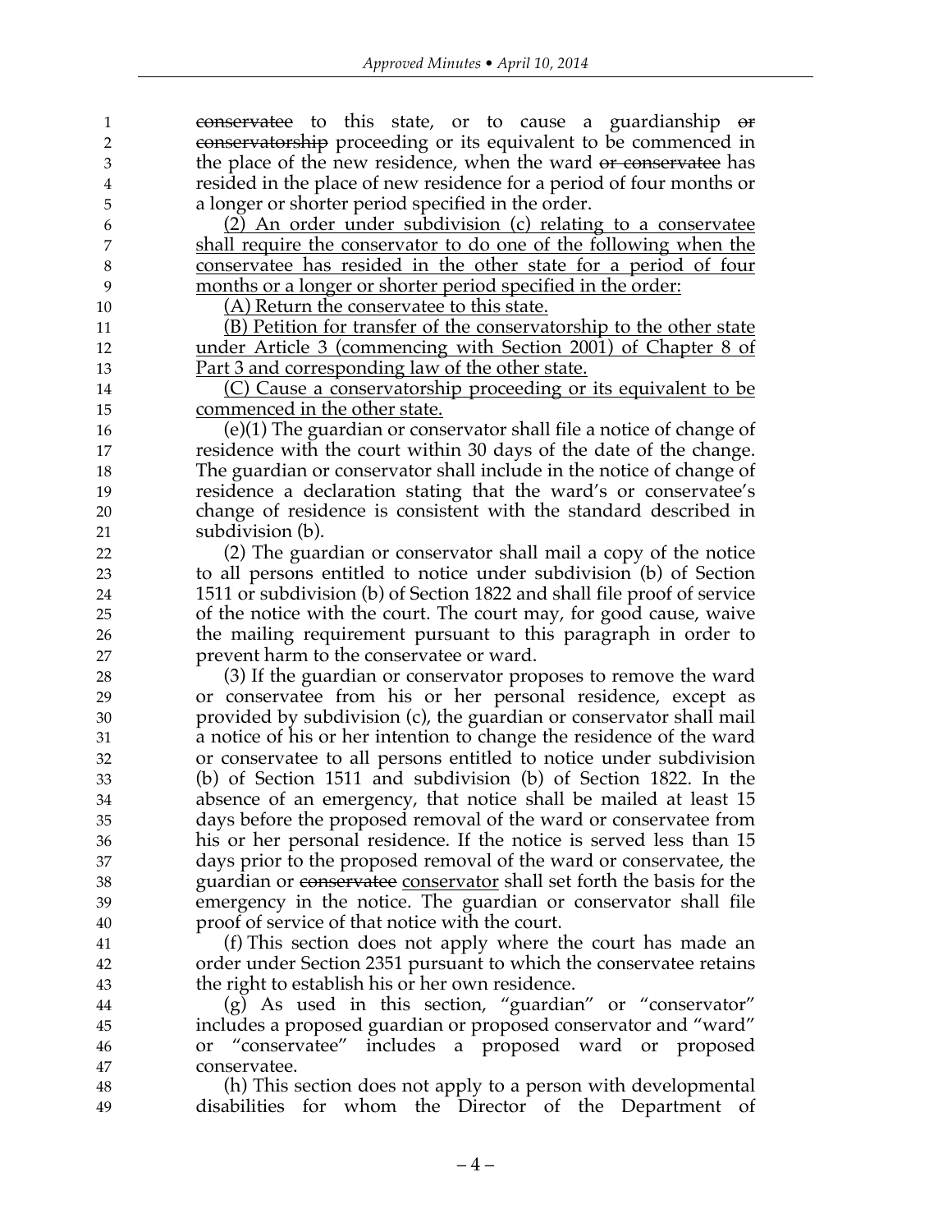~~conservatee~~ to this state, or to cause a guardianship ~~or conservatorship~~ proceeding or its equivalent to be commenced in the place of the new residence, when the ward ~~or conservatee~~ has resided in the place of new residence for a period of four months or a longer or shorter period specified in the order.

<u>(2) An order under subdivision (c) relating to a conservatee shall require the conservator to do one of the following when the conservatee has resided in the other state for a period of four months or a longer or shorter period specified in the order:</u>

<u>(A) Return the conservatee to this state.</u>

<u>(B) Petition for transfer of the conservatorship to the other state under Article 3 (commencing with Section 2001) of Chapter 8 of Part 3 and corresponding law of the other state.</u>

<u>(C) Cause a conservatorship proceeding or its equivalent to be commenced in the other state.</u>

(e)(1) The guardian or conservator shall file a notice of change of residence with the court within 30 days of the date of the change. The guardian or conservator shall include in the notice of change of residence a declaration stating that the ward's or conservatee's change of residence is consistent with the standard described in subdivision (b).

(2) The guardian or conservator shall mail a copy of the notice to all persons entitled to notice under subdivision (b) of Section 1511 or subdivision (b) of Section 1822 and shall file proof of service of the notice with the court. The court may, for good cause, waive the mailing requirement pursuant to this paragraph in order to prevent harm to the conservatee or ward.

(3) If the guardian or conservator proposes to remove the ward or conservatee from his or her personal residence, except as provided by subdivision (c), the guardian or conservator shall mail a notice of his or her intention to change the residence of the ward or conservatee to all persons entitled to notice under subdivision (b) of Section 1511 and subdivision (b) of Section 1822. In the absence of an emergency, that notice shall be mailed at least 15 days before the proposed removal of the ward or conservatee from his or her personal residence. If the notice is served less than 15 days prior to the proposed removal of the ward or conservatee, the guardian or ~~conservatee~~ <u>conservator</u> shall set forth the basis for the emergency in the notice. The guardian or conservator shall file proof of service of that notice with the court.

(f) This section does not apply where the court has made an order under Section 2351 pursuant to which the conservatee retains the right to establish his or her own residence.

(g) As used in this section, "guardian" or "conservator" includes a proposed guardian or proposed conservator and "ward" or "conservatee" includes a proposed ward or proposed conservatee.

(h) This section does not apply to a person with developmental disabilities for whom the Director of the Department of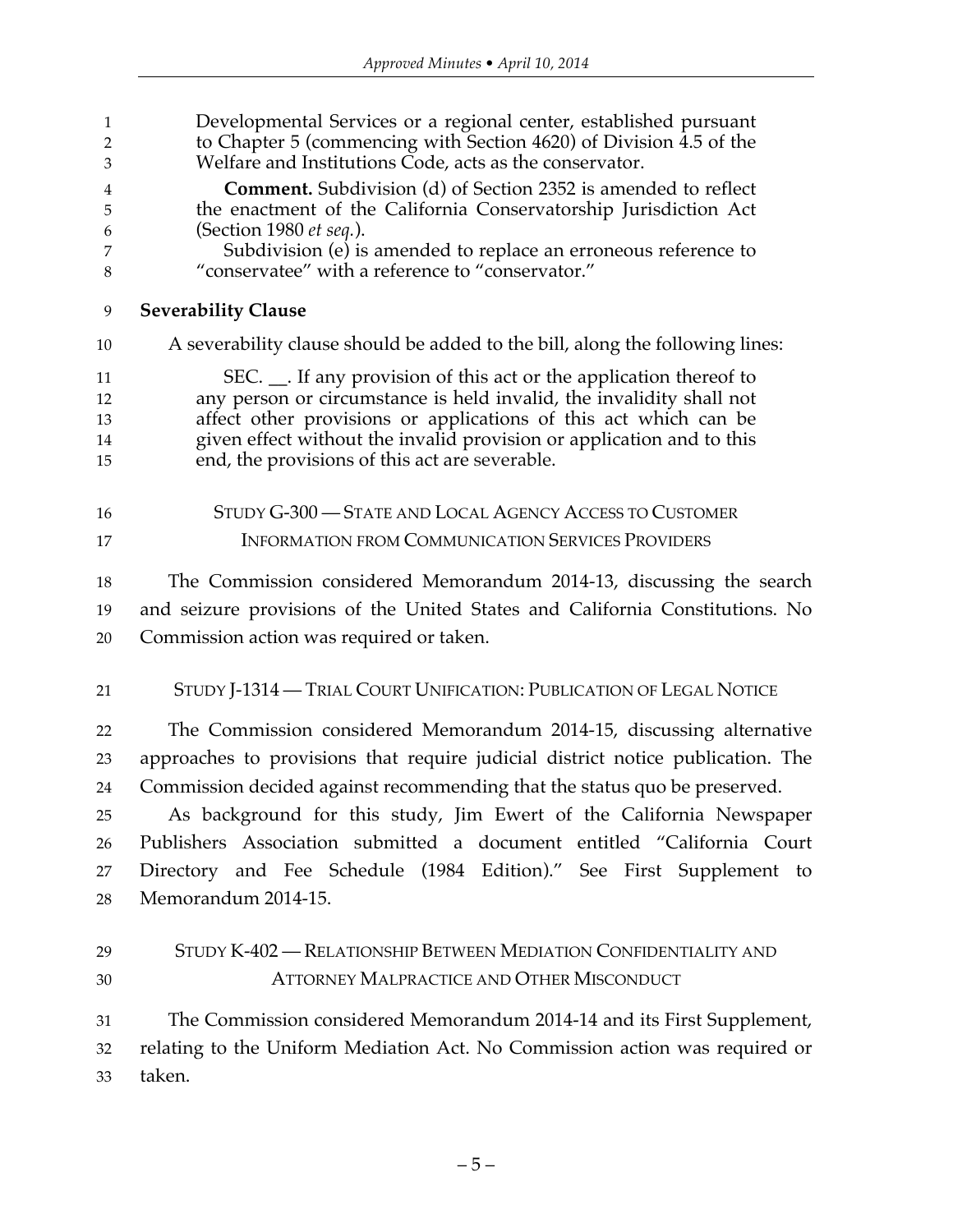Developmental Services or a regional center, established pursuant to Chapter 5 (commencing with Section 4620) of Division 4.5 of the Welfare and Institutions Code, acts as the conservator.

**Comment.** Subdivision (d) of Section 2352 is amended to reflect the enactment of the California Conservatorship Jurisdiction Act (Section 1980 *et seq.*).

Subdivision (e) is amended to replace an erroneous reference to "conservatee" with a reference to "conservator."

**Severability Clause**

A severability clause should be added to the bill, along the following lines:

SEC. __. If any provision of this act or the application thereof to any person or circumstance is held invalid, the invalidity shall not affect other provisions or applications of this act which can be given effect without the invalid provision or application and to this end, the provisions of this act are severable.

## STUDY G-300 — STATE AND LOCAL AGENCY ACCESS TO CUSTOMER INFORMATION FROM COMMUNICATION SERVICES PROVIDERS

The Commission considered Memorandum 2014-13, discussing the search and seizure provisions of the United States and California Constitutions. No Commission action was required or taken.

## STUDY J-1314 — TRIAL COURT UNIFICATION: PUBLICATION OF LEGAL NOTICE

The Commission considered Memorandum 2014-15, discussing alternative approaches to provisions that require judicial district notice publication. The Commission decided against recommending that the status quo be preserved.

As background for this study, Jim Ewert of the California Newspaper Publishers Association submitted a document entitled "California Court Directory and Fee Schedule (1984 Edition)." See First Supplement to Memorandum 2014-15.

## STUDY K-402 — RELATIONSHIP BETWEEN MEDIATION CONFIDENTIALITY AND ATTORNEY MALPRACTICE AND OTHER MISCONDUCT

The Commission considered Memorandum 2014-14 and its First Supplement, relating to the Uniform Mediation Act. No Commission action was required or taken.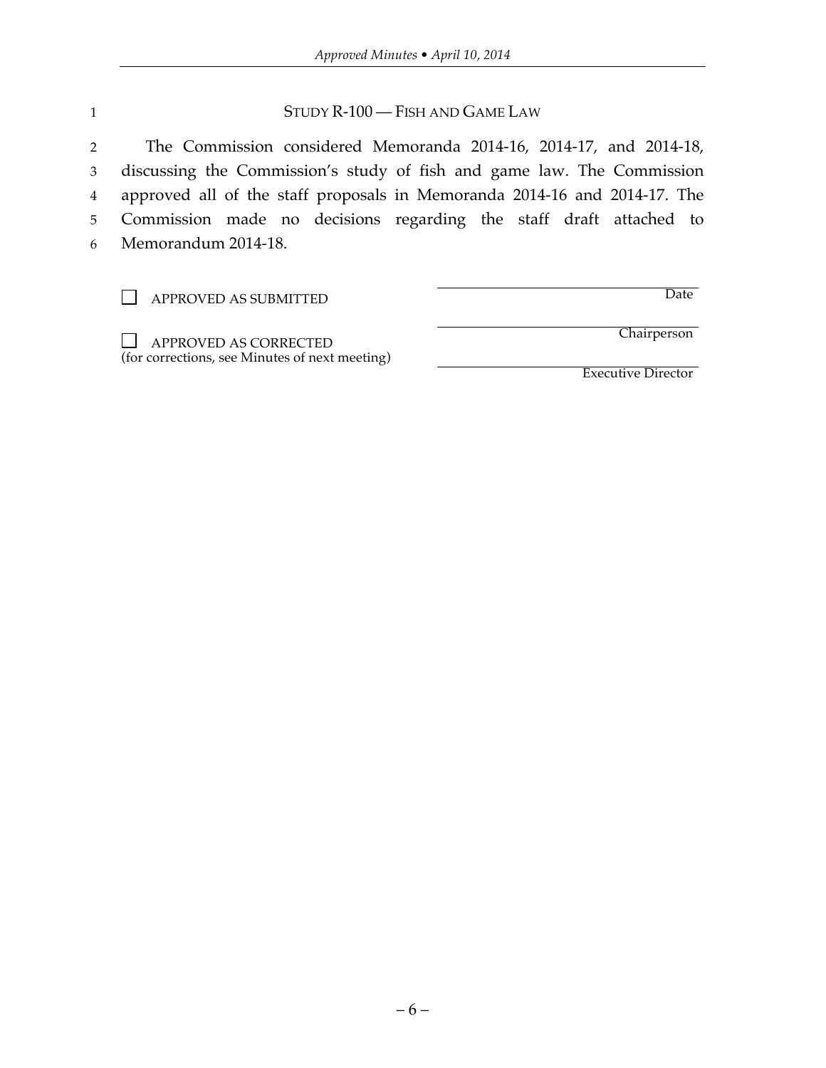## STUDY R-100 — FISH AND GAME LAW

The Commission considered Memoranda 2014-16, 2014-17, and 2014-18, discussing the Commission's study of fish and game law. The Commission approved all of the staff proposals in Memoranda 2014-16 and 2014-17. The Commission made no decisions regarding the staff draft attached to Memorandum 2014-18.

☐ APPROVED AS SUBMITTED

☐ APPROVED AS CORRECTED
(for corrections, see Minutes of next meeting)

_______________________
Date

_______________________
Chairperson

_______________________
Executive Director